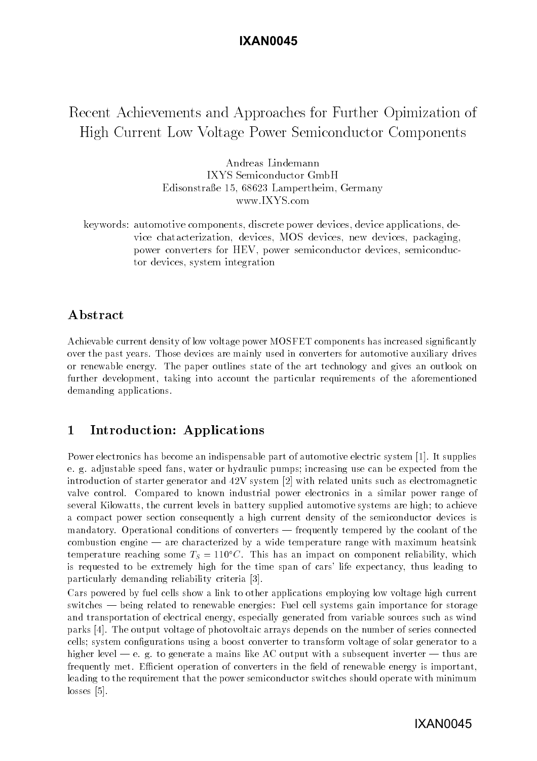# Recent Achievements and Approaches for Further Opimization of High Current Low Voltage Power Semiconductor Components

Andreas Lindemann
IXYS Semiconductor GmbH
Edisonstraße 15, 68623 Lampertheim, Germany
www.IXYS.com

keywords: automotive components, discrete power devices, device applications, device chatacterization, devices, MOS devices, new devices, packaging, power converters for HEV, power semiconductor devices, semiconductor devices, system integration

## Abstract

Achievable current density of low voltage power MOSFET components has increased significantly over the past years. Those devices are mainly used in converters for automotive auxiliary drives or renewable energy. The paper outlines state of the art technology and gives an outlook on further development, taking into account the particular requirements of the aforementioned demanding applications.

## 1 Introduction: Applications

Power electronics has become an indispensable part of automotive electric system [1]. It supplies e. g. adjustable speed fans, water or hydraulic pumps; increasing use can be expected from the introduction of starter generator and 42V system [2] with related units such as electromagnetic valve control. Compared to known industrial power electronics in a similar power range of several Kilowatts, the current levels in battery supplied automotive systems are high; to achieve a compact power section consequently a high current density of the semiconductor devices is mandatory. Operational conditions of converters — frequently tempered by the coolant of the combustion engine — are characterized by a wide temperature range with maximum heatsink temperature reaching some $T_S = 110°C$. This has an impact on component reliability, which is requested to be extremely high for the time span of cars' life expectancy, thus leading to particularly demanding reliability criteria [3].

Cars powered by fuel cells show a link to other applications employing low voltage high current switches — being related to renewable energies: Fuel cell systems gain importance for storage and transportation of electrical energy, especially generated from variable sources such as wind parks [4]. The output voltage of photovoltaic arrays depends on the number of series connected cells; system configurations using a boost converter to transform voltage of solar generator to a higher level — e. g. to generate a mains like AC output with a subsequent inverter — thus are frequently met. Efficient operation of converters in the field of renewable energy is important, leading to the requirement that the power semiconductor switches should operate with minimum losses [5].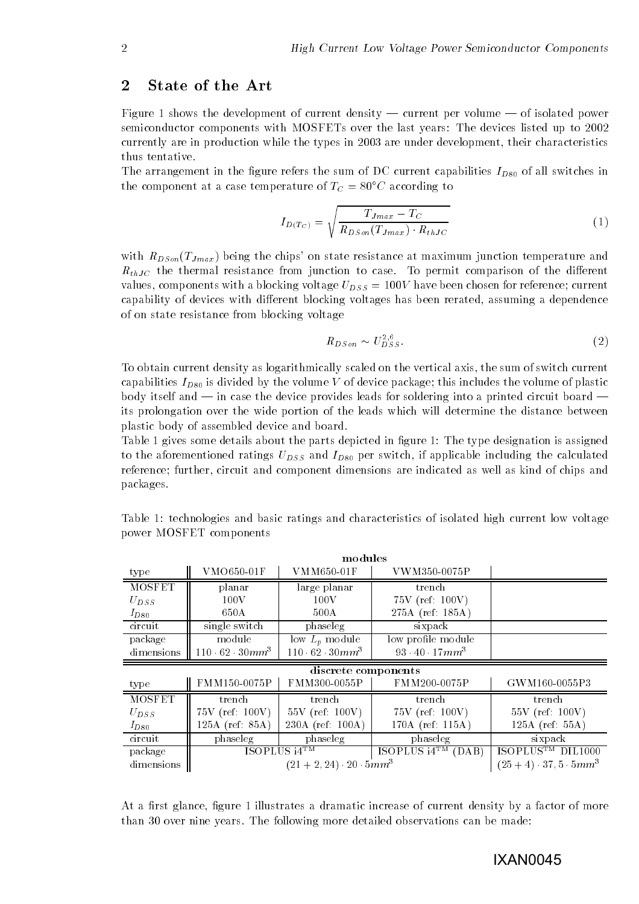## 2 State of the Art

Figure 1 shows the development of current density — current per volume — of isolated power semiconductor components with MOSFETs over the last years: The devices listed up to 2002 currently are in production while the types in 2003 are under development, their characteristics thus tentative.

The arrangement in the figure refers the sum of DC current capabilities $I_{D80}$ of all switches in the component at a case temperature of $T_C = 80°C$ according to

$$I_{D(T_C)} = \sqrt{\frac{T_{Jmax} - T_C}{R_{DSon}(T_{Jmax}) \cdot R_{thJC}}} \tag{1}$$

with $R_{DSon}(T_{Jmax})$ being the chips' on state resistance at maximum junction temperature and $R_{thJC}$ the thermal resistance from junction to case. To permit comparison of the different values, components with a blocking voltage $U_{DSS} = 100V$ have been chosen for reference; current capability of devices with different blocking voltages has been rerated, assuming a dependence of on state resistance from blocking voltage

$$R_{DSon} \sim U_{DSS}^{2,6}. \tag{2}$$

To obtain current density as logarithmically scaled on the vertical axis, the sum of switch current capabilities $I_{D80}$ is divided by the volume $V$ of device package; this includes the volume of plastic body itself and — in case the device provides leads for soldering into a printed circuit board — its prolongation over the wide portion of the leads which will determine the distance between plastic body of assembled device and board.

Table 1 gives some details about the parts depicted in figure 1: The type designation is assigned to the aforementioned ratings $U_{DSS}$ and $I_{D80}$ per switch, if applicable including the calculated reference; further, circuit and component dimensions are indicated as well as kind of chips and packages.

Table 1: technologies and basic ratings and characteristics of isolated high current low voltage power MOSFET components

| | **modules** | | | |
|---|---|---|---|---|
| type | VMO650-01F | VMM650-01F | VWM350-0075P | |
| MOSFET | planar | large planar | trench | |
| $U_{DSS}$ | 100V | 100V | 75V (ref: 100V) | |
| $I_{D80}$ | 650A | 500A | 275A (ref: 185A) | |
| circuit | single switch | phaseleg | sixpack | |
| package | module | low $L_p$ module | low profile module | |
| dimensions | $110 \cdot 62 \cdot 30mm^3$ | $110 \cdot 62 \cdot 30mm^3$ | $93 \cdot 40 \cdot 17mm^3$ | |
| | **discrete components** | | | |
| type | FMM150-0075P | FMM300-0055P | FMM200-0075P | GWM160-0055P3 |
| MOSFET | trench | trench | trench | trench |
| $U_{DSS}$ | 75V (ref: 100V) | 55V (ref: 100V) | 75V (ref: 100V) | 55V (ref: 100V) |
| $I_{D80}$ | 125A (ref: 85A) | 230A (ref: 100A) | 170A (ref: 115A) | 125A (ref: 55A) |
| circuit | phaseleg | phaseleg | phaseleg | sixpack |
| package | ISOPLUS i4™ | | ISOPLUS i4™ (DAB) | ISOPLUS™ DIL1000 |
| dimensions | $(21 + 2,24) \cdot 20 \cdot 5mm^3$ | | | $(25 + 4) \cdot 37,5 \cdot 5mm^3$ |

At a first glance, figure 1 illustrates a dramatic increase of current density by a factor of more than 30 over nine years. The following more detailed observations can be made: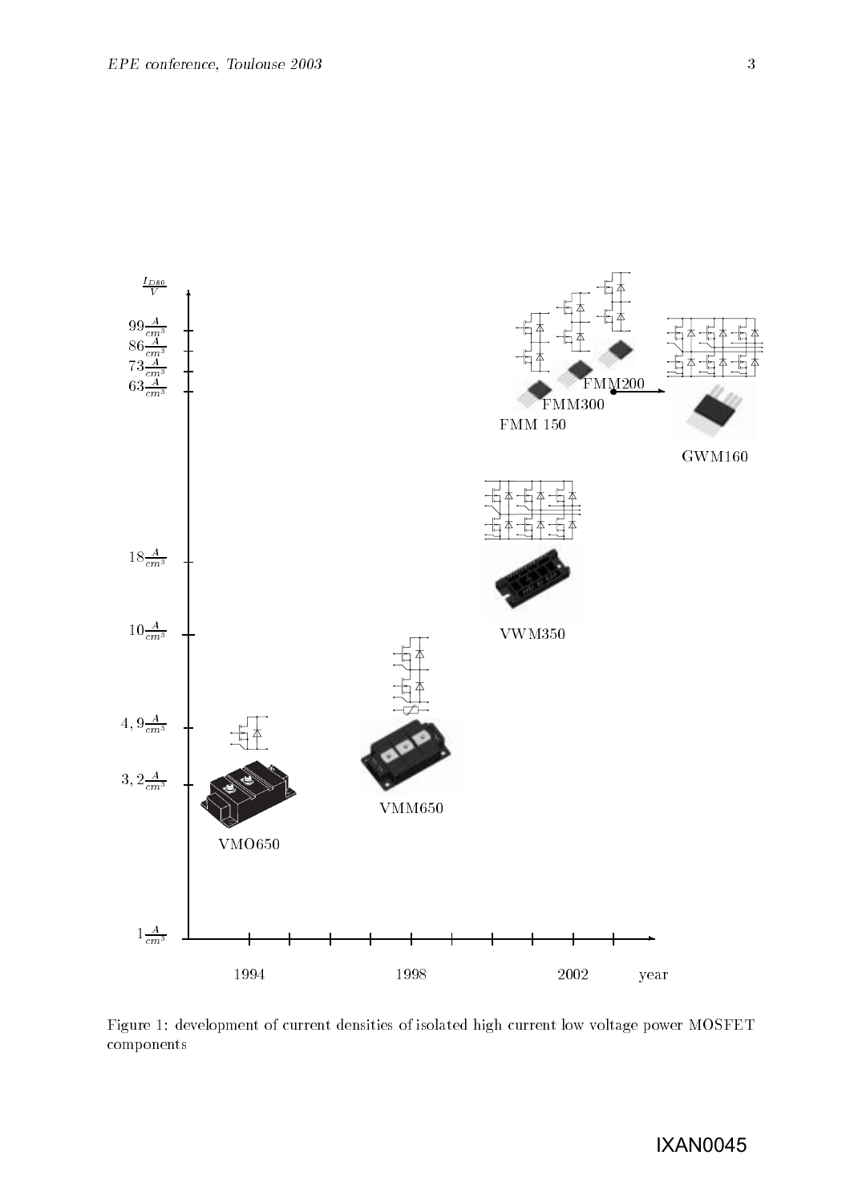Figure 1: development of current densities of isolated high current low voltage power MOSFET components

IXAN0045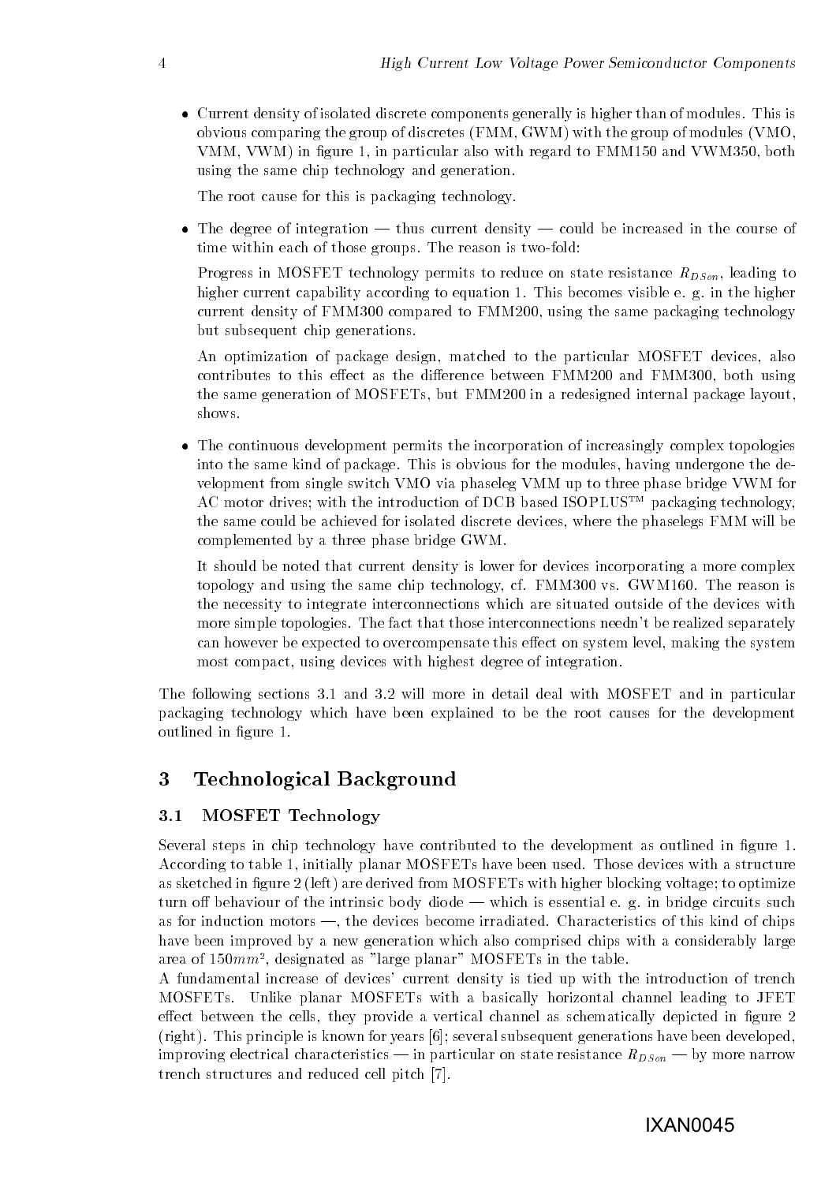- Current density of isolated discrete components generally is higher than of modules. This is obvious comparing the group of discretes (FMM, GWM) with the group of modules (VMO, VMM, VWM) in figure 1, in particular also with regard to FMM150 and VWM350, both using the same chip technology and generation.

  The root cause for this is packaging technology.

- The degree of integration — thus current density — could be increased in the course of time within each of those groups. The reason is two-fold:

  Progress in MOSFET technology permits to reduce on state resistance $R_{DSon}$, leading to higher current capability according to equation 1. This becomes visible e. g. in the higher current density of FMM300 compared to FMM200, using the same packaging technology but subsequent chip generations.

  An optimization of package design, matched to the particular MOSFET devices, also contributes to this effect as the difference between FMM200 and FMM300, both using the same generation of MOSFETs, but FMM200 in a redesigned internal package layout, shows.

- The continuous development permits the incorporation of increasingly complex topologies into the same kind of package. This is obvious for the modules, having undergone the development from single switch VMO via phaseleg VMM up to three phase bridge VWM for AC motor drives; with the introduction of DCB based ISOPLUS™ packaging technology, the same could be achieved for isolated discrete devices, where the phaselegs FMM will be complemented by a three phase bridge GWM.

  It should be noted that current density is lower for devices incorporating a more complex topology and using the same chip technology, cf. FMM300 vs. GWM160. The reason is the necessity to integrate interconnections which are situated outside of the devices with more simple topologies. The fact that those interconnections needn't be realized separately can however be expected to overcompensate this effect on system level, making the system most compact, using devices with highest degree of integration.

The following sections 3.1 and 3.2 will more in detail deal with MOSFET and in particular packaging technology which have been explained to be the root causes for the development outlined in figure 1.

# 3 Technological Background

## 3.1 MOSFET Technology

Several steps in chip technology have contributed to the development as outlined in figure 1. According to table 1, initially planar MOSFETs have been used. Those devices with a structure as sketched in figure 2 (left) are derived from MOSFETs with higher blocking voltage; to optimize turn off behaviour of the intrinsic body diode — which is essential e. g. in bridge circuits such as for induction motors —, the devices become irradiated. Characteristics of this kind of chips have been improved by a new generation which also comprised chips with a considerably large area of $150mm^2$, designated as "large planar" MOSFETs in the table.

A fundamental increase of devices' current density is tied up with the introduction of trench MOSFETs. Unlike planar MOSFETs with a basically horizontal channel leading to JFET effect between the cells, they provide a vertical channel as schematically depicted in figure 2 (right). This principle is known for years [6]; several subsequent generations have been developed, improving electrical characteristics — in particular on state resistance $R_{DSon}$ — by more narrow trench structures and reduced cell pitch [7].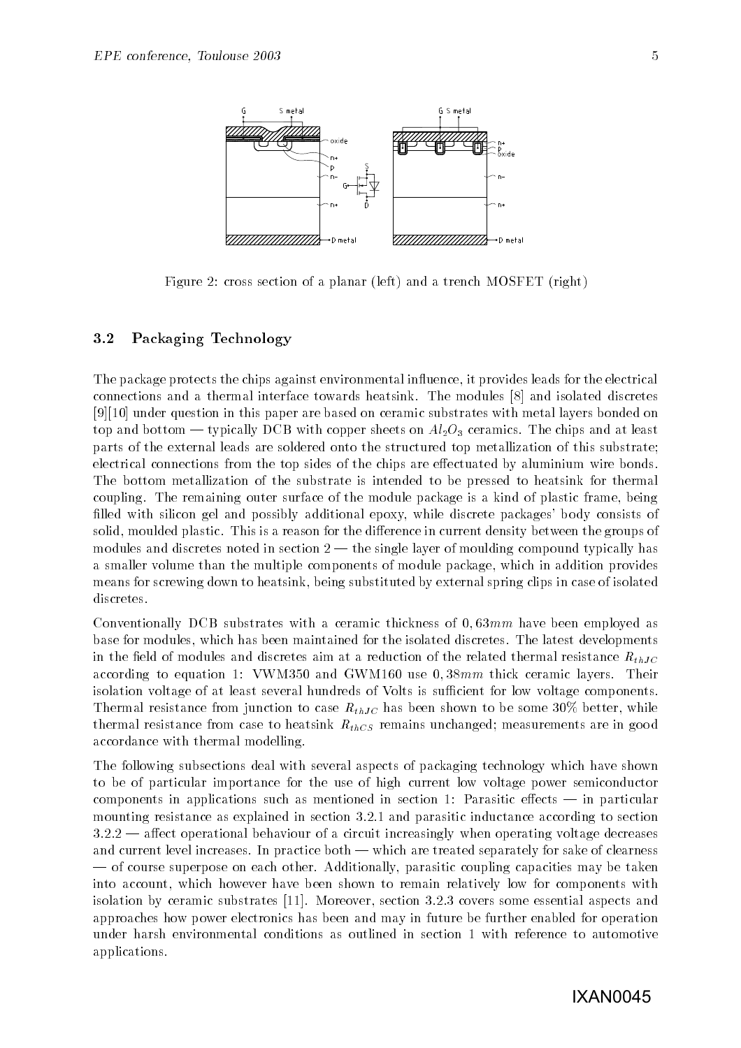Figure 2: cross section of a planar (left) and a trench MOSFET (right)

### 3.2 Packaging Technology

The package protects the chips against environmental influence, it provides leads for the electrical connections and a thermal interface towards heatsink. The modules [8] and isolated discretes [9][10] under question in this paper are based on ceramic substrates with metal layers bonded on top and bottom — typically DCB with copper sheets on $Al_2O_3$ ceramics. The chips and at least parts of the external leads are soldered onto the structured top metallization of this substrate; electrical connections from the top sides of the chips are effectuated by aluminium wire bonds. The bottom metallization of the substrate is intended to be pressed to heatsink for thermal coupling. The remaining outer surface of the module package is a kind of plastic frame, being filled with silicon gel and possibly additional epoxy, while discrete packages' body consists of solid, moulded plastic. This is a reason for the difference in current density between the groups of modules and discretes noted in section 2 — the single layer of moulding compound typically has a smaller volume than the multiple components of module package, which in addition provides means for screwing down to heatsink, being substituted by external spring clips in case of isolated discretes.

Conventionally DCB substrates with a ceramic thickness of $0,63mm$ have been employed as base for modules, which has been maintained for the isolated discretes. The latest developments in the field of modules and discretes aim at a reduction of the related thermal resistance $R_{thJC}$ according to equation 1: VWM350 and GWM160 use $0,38mm$ thick ceramic layers. Their isolation voltage of at least several hundreds of Volts is sufficient for low voltage components. Thermal resistance from junction to case $R_{thJC}$ has been shown to be some 30% better, while thermal resistance from case to heatsink $R_{thCS}$ remains unchanged; measurements are in good accordance with thermal modelling.

The following subsections deal with several aspects of packaging technology which have shown to be of particular importance for the use of high current low voltage power semiconductor components in applications such as mentioned in section 1: Parasitic effects — in particular mounting resistance as explained in section 3.2.1 and parasitic inductance according to section 3.2.2 — affect operational behaviour of a circuit increasingly when operating voltage decreases and current level increases. In practice both — which are treated separately for sake of clearness — of course superpose on each other. Additionally, parasitic coupling capacities may be taken into account, which however have been shown to remain relatively low for components with isolation by ceramic substrates [11]. Moreover, section 3.2.3 covers some essential aspects and approaches how power electronics has been and may in future be further enabled for operation under harsh environmental conditions as outlined in section 1 with reference to automotive applications.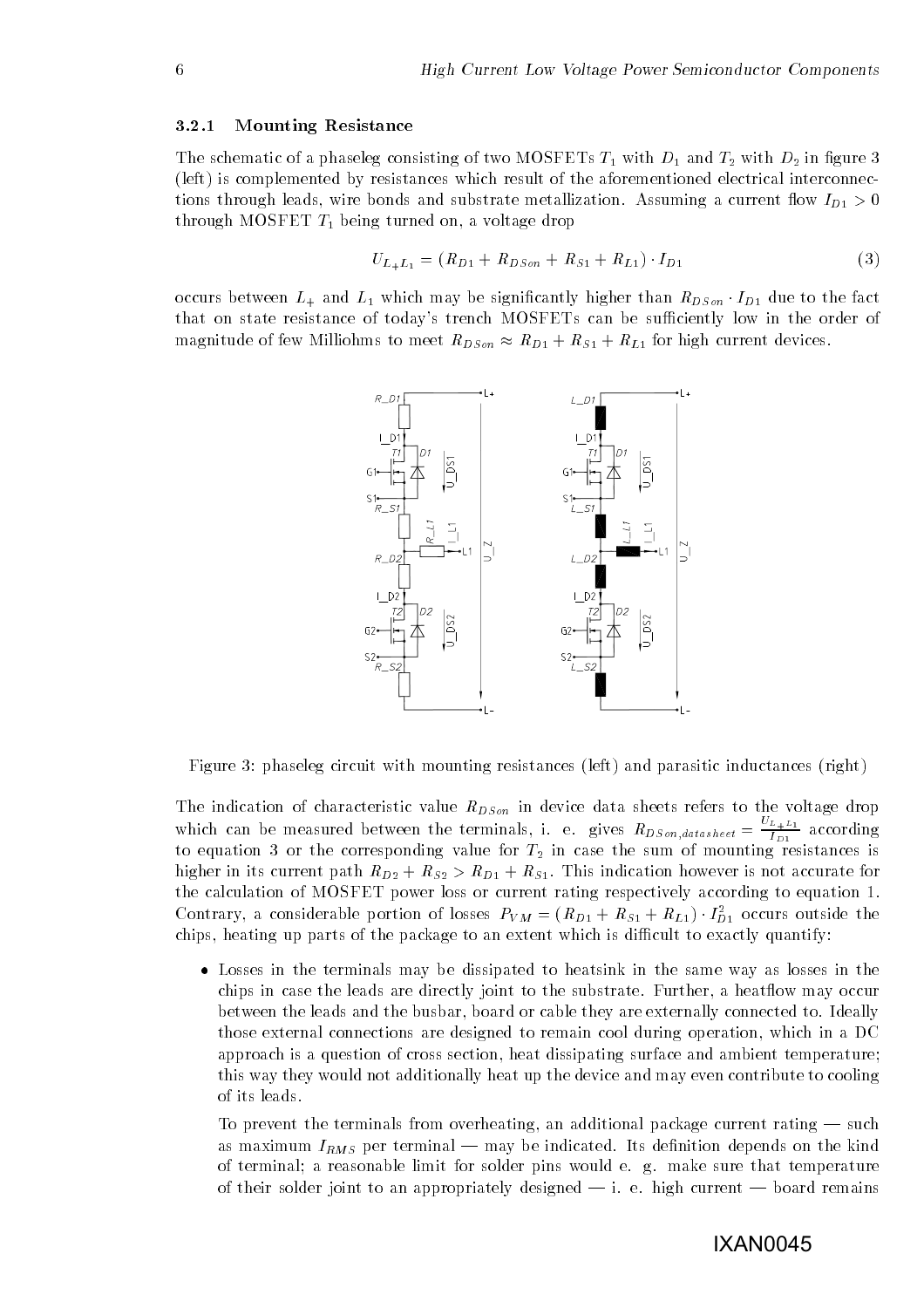### 3.2.1 Mounting Resistance

The schematic of a phaseleg consisting of two MOSFETs $T_1$ with $D_1$ and $T_2$ with $D_2$ in figure 3 (left) is complemented by resistances which result of the aforementioned electrical interconnections through leads, wire bonds and substrate metallization. Assuming a current flow $I_{D1} > 0$ through MOSFET $T_1$ being turned on, a voltage drop

$$U_{L_+L_1} = (R_{D1} + R_{DSon} + R_{S1} + R_{L1}) \cdot I_{D1} \tag{3}$$

occurs between $L_+$ and $L_1$ which may be significantly higher than $R_{DSon} \cdot I_{D1}$ due to the fact that on state resistance of today's trench MOSFETs can be sufficiently low in the order of magnitude of few Milliohms to meet $R_{DSon} \approx R_{D1} + R_{S1} + R_{L1}$ for high current devices.

Figure 3: phaseleg circuit with mounting resistances (left) and parasitic inductances (right)

The indication of characteristic value $R_{DSon}$ in device data sheets refers to the voltage drop which can be measured between the terminals, i. e. gives $R_{DSon,datasheet} = \frac{U_{L_+L_1}}{I_{D1}}$ according to equation 3 or the corresponding value for $T_2$ in case the sum of mounting resistances is higher in its current path $R_{D2} + R_{S2} > R_{D1} + R_{S1}$. This indication however is not accurate for the calculation of MOSFET power loss or current rating respectively according to equation 1. Contrary, a considerable portion of losses $P_{VM} = (R_{D1} + R_{S1} + R_{L1}) \cdot I_{D1}^2$ occurs outside the chips, heating up parts of the package to an extent which is difficult to exactly quantify:

- Losses in the terminals may be dissipated to heatsink in the same way as losses in the chips in case the leads are directly joint to the substrate. Further, a heatflow may occur between the leads and the busbar, board or cable they are externally connected to. Ideally those external connections are designed to remain cool during operation, which in a DC approach is a question of cross section, heat dissipating surface and ambient temperature; this way they would not additionally heat up the device and may even contribute to cooling of its leads.

  To prevent the terminals from overheating, an additional package current rating — such as maximum $I_{RMS}$ per terminal — may be indicated. Its definition depends on the kind of terminal; a reasonable limit for solder pins would e. g. make sure that temperature of their solder joint to an appropriately designed — i. e. high current — board remains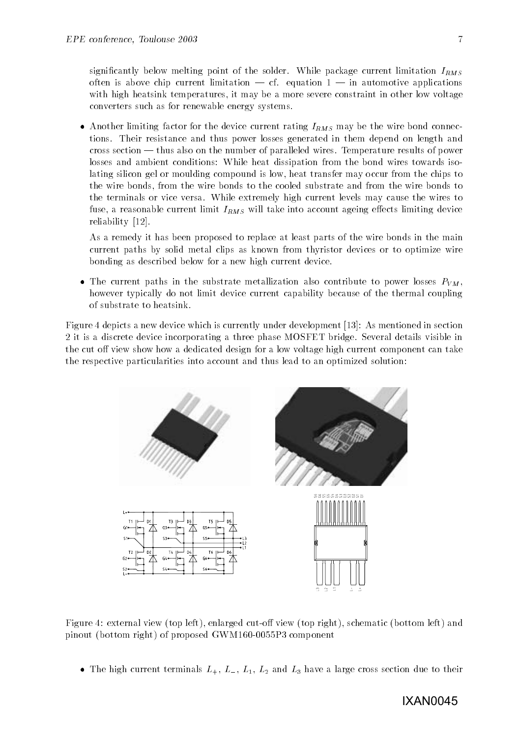significantly below melting point of the solder. While package current limitation $I_{RMS}$ often is above chip current limitation — cf. equation 1 — in automotive applications with high heatsink temperatures, it may be a more severe constraint in other low voltage converters such as for renewable energy systems.

- Another limiting factor for the device current rating $I_{RMS}$ may be the wire bond connections. Their resistance and thus power losses generated in them depend on length and cross section — thus also on the number of paralleled wires. Temperature results of power losses and ambient conditions: While heat dissipation from the bond wires towards isolating silicon gel or moulding compound is low, heat transfer may occur from the chips to the wire bonds, from the wire bonds to the cooled substrate and from the wire bonds to the terminals or vice versa. While extremely high current levels may cause the wires to fuse, a reasonable current limit $I_{RMS}$ will take into account ageing effects limiting device reliability [12].

  As a remedy it has been proposed to replace at least parts of the wire bonds in the main current paths by solid metal clips as known from thyristor devices or to optimize wire bonding as described below for a new high current device.

- The current paths in the substrate metallization also contribute to power losses $P_{VM}$, however typically do not limit device current capability because of the thermal coupling of substrate to heatsink.

Figure 4 depicts a new device which is currently under development [13]: As mentioned in section 2 it is a discrete device incorporating a three phase MOSFET bridge. Several details visible in the cut off view show how a dedicated design for a low voltage high current component can take the respective particularities into account and thus lead to an optimized solution:

Figure 4: external view (top left), enlarged cut-off view (top right), schematic (bottom left) and pinout (bottom right) of proposed GWM160-0055P3 component

- The high current terminals $L_+$, $L_-$, $L_1$, $L_2$ and $L_3$ have a large cross section due to their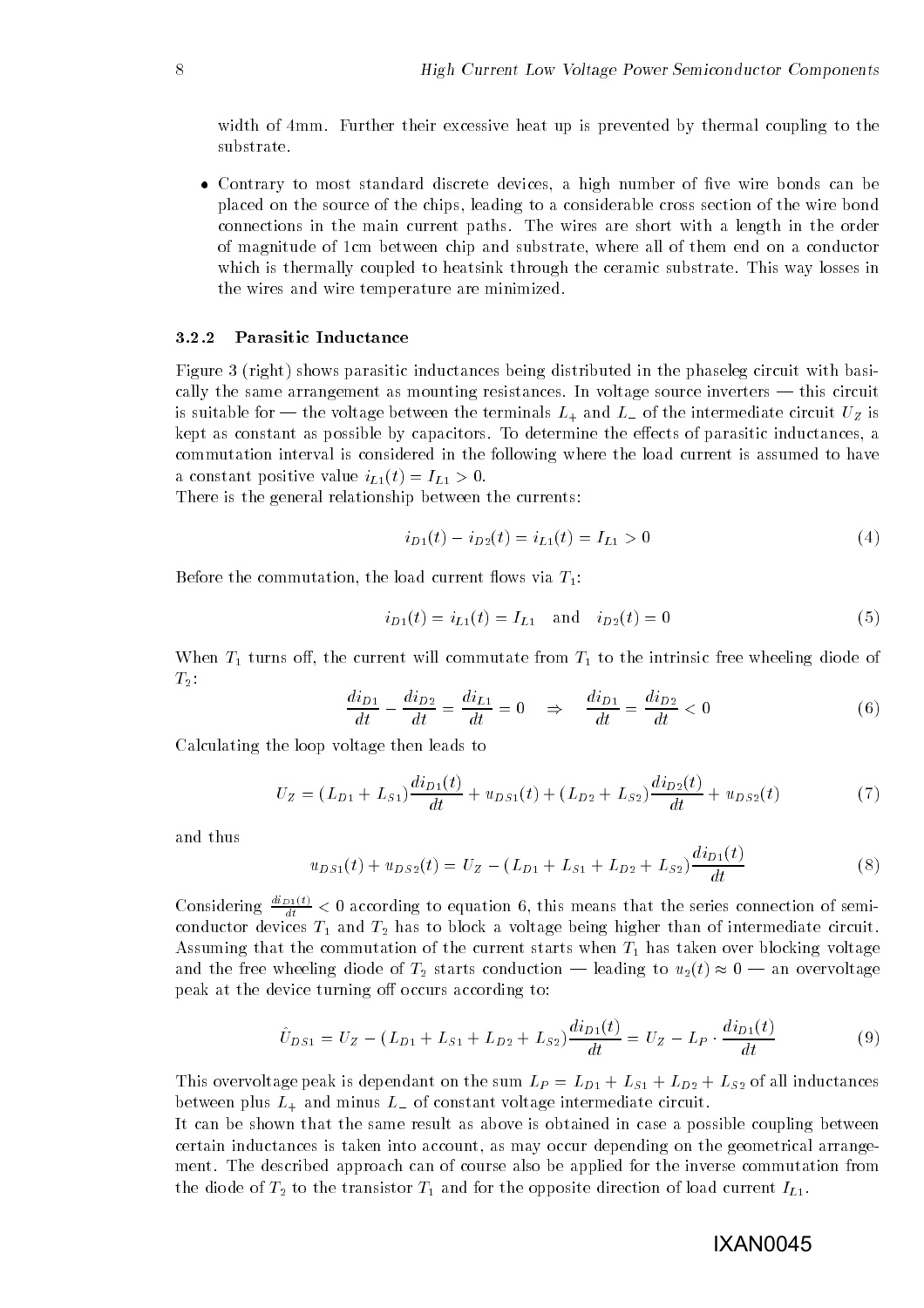width of 4mm. Further their excessive heat up is prevented by thermal coupling to the substrate.

- Contrary to most standard discrete devices, a high number of five wire bonds can be placed on the source of the chips, leading to a considerable cross section of the wire bond connections in the main current paths. The wires are short with a length in the order of magnitude of 1cm between chip and substrate, where all of them end on a conductor which is thermally coupled to heatsink through the ceramic substrate. This way losses in the wires and wire temperature are minimized.

### 3.2.2 Parasitic Inductance

Figure 3 (right) shows parasitic inductances being distributed in the phaseleg circuit with basically the same arrangement as mounting resistances. In voltage source inverters — this circuit is suitable for — the voltage between the terminals $L_+$ and $L_-$ of the intermediate circuit $U_Z$ is kept as constant as possible by capacitors. To determine the effects of parasitic inductances, a commutation interval is considered in the following where the load current is assumed to have a constant positive value $i_{L1}(t) = I_{L1} > 0$.
There is the general relationship between the currents:

$$i_{D1}(t) - i_{D2}(t) = i_{L1}(t) = I_{L1} > 0 \tag{4}$$

Before the commutation, the load current flows via $T_1$:

$$i_{D1}(t) = i_{L1}(t) = I_{L1} \quad \text{and} \quad i_{D2}(t) = 0 \tag{5}$$

When $T_1$ turns off, the current will commutate from $T_1$ to the intrinsic free wheeling diode of $T_2$:

$$\frac{di_{D1}}{dt} - \frac{di_{D2}}{dt} = \frac{di_{L1}}{dt} = 0 \quad \Rightarrow \quad \frac{di_{D1}}{dt} = \frac{di_{D2}}{dt} < 0 \tag{6}$$

Calculating the loop voltage then leads to

$$U_Z = (L_{D1} + L_{S1})\frac{di_{D1}(t)}{dt} + u_{DS1}(t) + (L_{D2} + L_{S2})\frac{di_{D2}(t)}{dt} + u_{DS2}(t) \tag{7}$$

and thus

$$u_{DS1}(t) + u_{DS2}(t) = U_Z - (L_{D1} + L_{S1} + L_{D2} + L_{S2})\frac{di_{D1}(t)}{dt} \tag{8}$$

Considering $\frac{di_{D1}(t)}{dt} < 0$ according to equation 6, this means that the series connection of semiconductor devices $T_1$ and $T_2$ has to block a voltage being higher than of intermediate circuit. Assuming that the commutation of the current starts when $T_1$ has taken over blocking voltage and the free wheeling diode of $T_2$ starts conduction — leading to $u_2(t) \approx 0$ — an overvoltage peak at the device turning off occurs according to:

$$\hat{U}_{DS1} = U_Z - (L_{D1} + L_{S1} + L_{D2} + L_{S2})\frac{di_{D1}(t)}{dt} = U_Z - L_P \cdot \frac{di_{D1}(t)}{dt} \tag{9}$$

This overvoltage peak is dependant on the sum $L_P = L_{D1} + L_{S1} + L_{D2} + L_{S2}$ of all inductances between plus $L_+$ and minus $L_-$ of constant voltage intermediate circuit.
It can be shown that the same result as above is obtained in case a possible coupling between certain inductances is taken into account, as may occur depending on the geometrical arrangement. The described approach can of course also be applied for the inverse commutation from the diode of $T_2$ to the transistor $T_1$ and for the opposite direction of load current $I_{L1}$.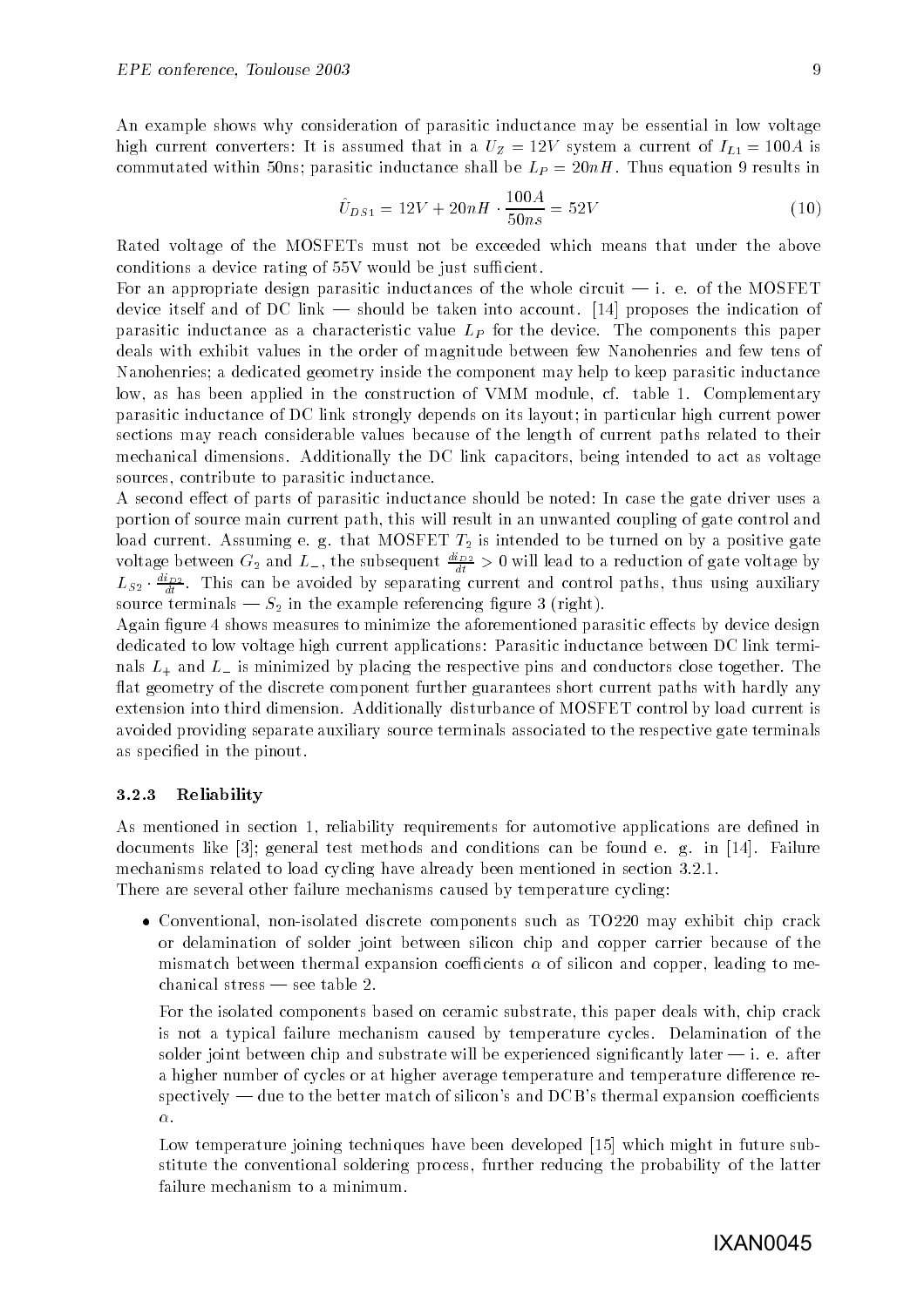An example shows why consideration of parasitic inductance may be essential in low voltage high current converters: It is assumed that in a $U_Z = 12V$ system a current of $I_{L1} = 100A$ is commutated within 50ns; parasitic inductance shall be $L_P = 20nH$. Thus equation 9 results in

$$\hat{U}_{DS1} = 12V + 20nH \cdot \frac{100A}{50ns} = 52V \tag{10}$$

Rated voltage of the MOSFETs must not be exceeded which means that under the above conditions a device rating of 55V would be just sufficient.

For an appropriate design parasitic inductances of the whole circuit — i. e. of the MOSFET device itself and of DC link — should be taken into account. [14] proposes the indication of parasitic inductance as a characteristic value $L_P$ for the device. The components this paper deals with exhibit values in the order of magnitude between few Nanohenries and few tens of Nanohenries; a dedicated geometry inside the component may help to keep parasitic inductance low, as has been applied in the construction of VMM module, cf. table 1. Complementary parasitic inductance of DC link strongly depends on its layout; in particular high current power sections may reach considerable values because of the length of current paths related to their mechanical dimensions. Additionally the DC link capacitors, being intended to act as voltage sources, contribute to parasitic inductance.

A second effect of parts of parasitic inductance should be noted: In case the gate driver uses a portion of source main current path, this will result in an unwanted coupling of gate control and load current. Assuming e. g. that MOSFET $T_2$ is intended to be turned on by a positive gate voltage between $G_2$ and $L_-$, the subsequent $\frac{di_{D2}}{dt} > 0$ will lead to a reduction of gate voltage by $L_{S2} \cdot \frac{di_{D2}}{dt}$. This can be avoided by separating current and control paths, thus using auxiliary source terminals — $S_2$ in the example referencing figure 3 (right).

Again figure 4 shows measures to minimize the aforementioned parasitic effects by device design dedicated to low voltage high current applications: Parasitic inductance between DC link terminals $L_+$ and $L_-$ is minimized by placing the respective pins and conductors close together. The flat geometry of the discrete component further guarantees short current paths with hardly any extension into third dimension. Additionally disturbance of MOSFET control by load current is avoided providing separate auxiliary source terminals associated to the respective gate terminals as specified in the pinout.

### 3.2.3 Reliability

As mentioned in section 1, reliability requirements for automotive applications are defined in documents like [3]; general test methods and conditions can be found e. g. in [14]. Failure mechanisms related to load cycling have already been mentioned in section 3.2.1.

There are several other failure mechanisms caused by temperature cycling:

- Conventional, non-isolated discrete components such as TO220 may exhibit chip crack or delamination of solder joint between silicon chip and copper carrier because of the mismatch between thermal expansion coefficients $\alpha$ of silicon and copper, leading to mechanical stress — see table 2.

  For the isolated components based on ceramic substrate, this paper deals with, chip crack is not a typical failure mechanism caused by temperature cycles. Delamination of the solder joint between chip and substrate will be experienced significantly later — i. e. after a higher number of cycles or at higher average temperature and temperature difference respectively — due to the better match of silicon's and DCB's thermal expansion coefficients $\alpha$.

  Low temperature joining techniques have been developed [15] which might in future substitute the conventional soldering process, further reducing the probability of the latter failure mechanism to a minimum.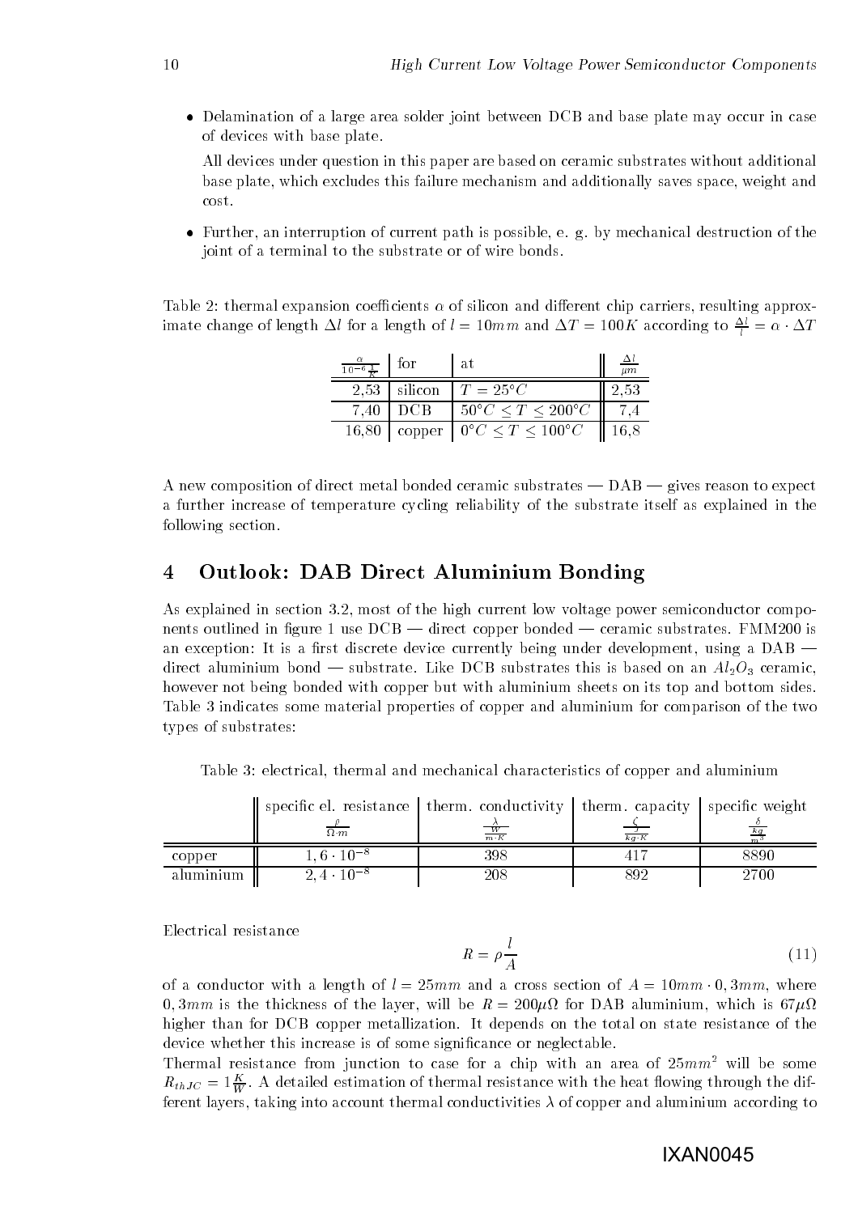- Delamination of a large area solder joint between DCB and base plate may occur in case of devices with base plate.

  All devices under question in this paper are based on ceramic substrates without additional base plate, which excludes this failure mechanism and additionally saves space, weight and cost.

- Further, an interruption of current path is possible, e. g. by mechanical destruction of the joint of a terminal to the substrate or of wire bonds.

Table 2: thermal expansion coefficients $\alpha$ of silicon and different chip carriers, resulting approximate change of length $\Delta l$ for a length of $l = 10mm$ and $\Delta T = 100K$ according to $\frac{\Delta l}{l} = \alpha \cdot \Delta T$

| $\frac{\alpha}{10^{-6}\frac{1}{K}}$ | for | at | $\frac{\Delta l}{\mu m}$ |
|---|---|---|---|
| 2,53 | silicon | $T = 25°C$ | 2,53 |
| 7,40 | DCB | $50°C \leq T \leq 200°C$ | 7,4 |
| 16,80 | copper | $0°C \leq T \leq 100°C$ | 16,8 |

A new composition of direct metal bonded ceramic substrates — DAB — gives reason to expect a further increase of temperature cycling reliability of the substrate itself as explained in the following section.

# 4 Outlook: DAB Direct Aluminium Bonding

As explained in section 3.2, most of the high current low voltage power semiconductor components outlined in figure 1 use DCB — direct copper bonded — ceramic substrates. FMM200 is an exception: It is a first discrete device currently being under development, using a DAB — direct aluminium bond — substrate. Like DCB substrates this is based on an $Al_2O_3$ ceramic, however not being bonded with copper but with aluminium sheets on its top and bottom sides. Table 3 indicates some material properties of copper and aluminium for comparison of the two types of substrates:

Table 3: electrical, thermal and mechanical characteristics of copper and aluminium

| | specific el. resistance $\frac{\rho}{\Omega \cdot m}$ | therm. conductivity $\frac{\lambda}{\frac{W}{m \cdot K}}$ | therm. capacity $\frac{\zeta}{\frac{J}{kg \cdot K}}$ | specific weight $\frac{\delta}{\frac{kg}{m^3}}$ |
|---|---|---|---|---|
| copper | $1,6 \cdot 10^{-8}$ | 398 | 417 | 8890 |
| aluminium | $2,4 \cdot 10^{-8}$ | 208 | 892 | 2700 |

Electrical resistance

$$R = \rho \frac{l}{A} \tag{11}$$

of a conductor with a length of $l = 25mm$ and a cross section of $A = 10mm \cdot 0,3mm$, where $0,3mm$ is the thickness of the layer, will be $R = 200\mu\Omega$ for DAB aluminium, which is $67\mu\Omega$ higher than for DCB copper metallization. It depends on the total on state resistance of the device whether this increase is of some significance or neglectable.

Thermal resistance from junction to case for a chip with an area of $25mm^2$ will be some $R_{thJC} = 1\frac{K}{W}$. A detailed estimation of thermal resistance with the heat flowing through the different layers, taking into account thermal conductivities $\lambda$ of copper and aluminium according to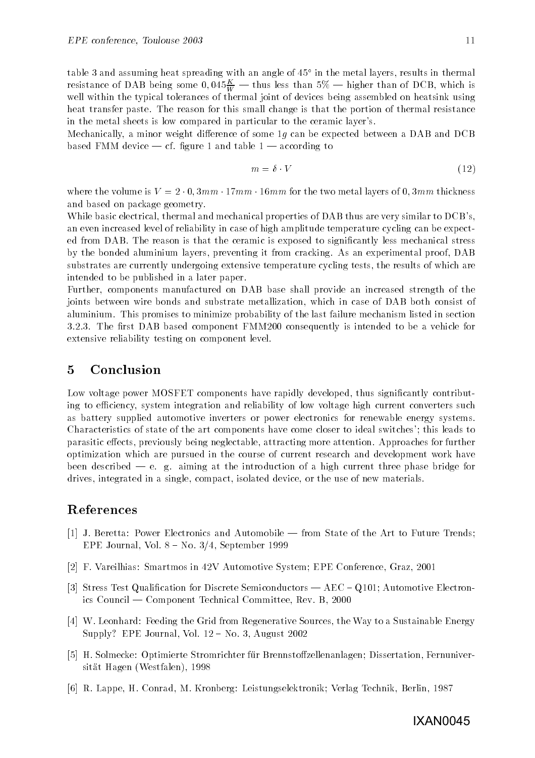table 3 and assuming heat spreading with an angle of 45° in the metal layers, results in thermal resistance of DAB being some $0,045\frac{K}{W}$ — thus less than 5% — higher than of DCB, which is well within the typical tolerances of thermal joint of devices being assembled on heatsink using heat transfer paste. The reason for this small change is that the portion of thermal resistance in the metal sheets is low compared in particular to the ceramic layer's.

Mechanically, a minor weight difference of some $1g$ can be expected between a DAB and DCB based FMM device — cf. figure 1 and table 1 — according to

$$m = \delta \cdot V \tag{12}$$

where the volume is $V = 2 \cdot 0,3mm \cdot 17mm \cdot 16mm$ for the two metal layers of $0,3mm$ thickness and based on package geometry.

While basic electrical, thermal and mechanical properties of DAB thus are very similar to DCB's, an even increased level of reliability in case of high amplitude temperature cycling can be expected from DAB. The reason is that the ceramic is exposed to significantly less mechanical stress by the bonded aluminium layers, preventing it from cracking. As an experimental proof, DAB substrates are currently undergoing extensive temperature cycling tests, the results of which are intended to be published in a later paper.

Further, components manufactured on DAB base shall provide an increased strength of the joints between wire bonds and substrate metallization, which in case of DAB both consist of aluminium. This promises to minimize probability of the last failure mechanism listed in section 3.2.3. The first DAB based component FMM200 consequently is intended to be a vehicle for extensive reliability testing on component level.

## 5 Conclusion

Low voltage power MOSFET components have rapidly developed, thus significantly contributing to efficiency, system integration and reliability of low voltage high current converters such as battery supplied automotive inverters or power electronics for renewable energy systems. Characteristics of state of the art components have come closer to ideal switches'; this leads to parasitic effects, previously being neglectable, attracting more attention. Approaches for further optimization which are pursued in the course of current research and development work have been described — e. g. aiming at the introduction of a high current three phase bridge for drives, integrated in a single, compact, isolated device, or the use of new materials.

## References

[1] J. Beretta: Power Electronics and Automobile — from State of the Art to Future Trends; EPE Journal, Vol. 8 – No. 3/4, September 1999

[2] F. Vareilhias: Smartmos in 42V Automotive System; EPE Conference, Graz, 2001

[3] Stress Test Qualification for Discrete Semiconductors — AEC – Q101; Automotive Electronics Council — Component Technical Committee, Rev. B, 2000

[4] W. Leonhard: Feeding the Grid from Regenerative Sources, the Way to a Sustainable Energy Supply? EPE Journal, Vol. 12 – No. 3, August 2002

[5] H. Solmecke: Optimierte Stromrichter für Brennstoffzellenanlagen; Dissertation, Fernuniversität Hagen (Westfalen), 1998

[6] R. Lappe, H. Conrad, M. Kronberg: Leistungselektronik; Verlag Technik, Berlin, 1987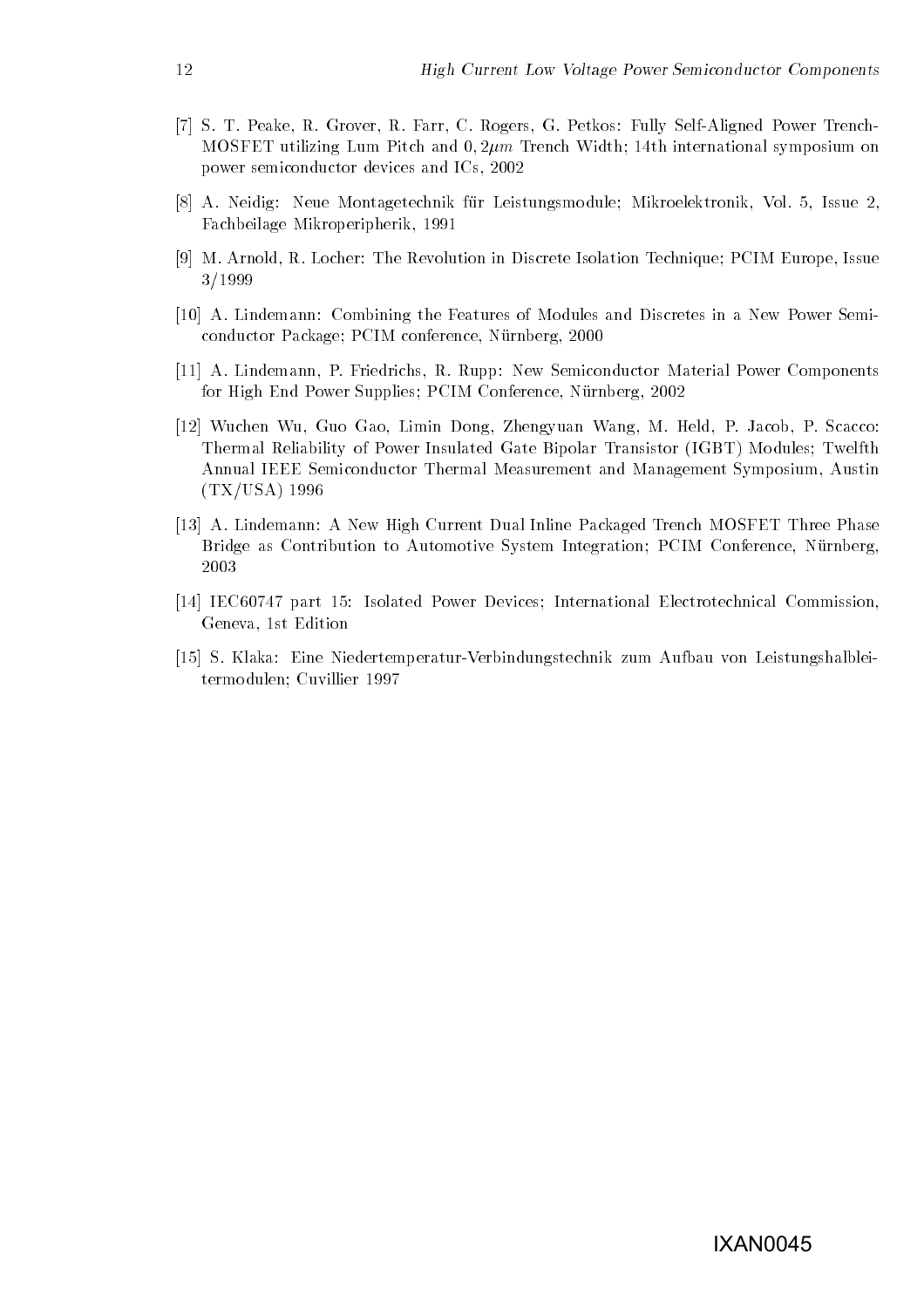[7] S. T. Peake, R. Grover, R. Farr, C. Rogers, G. Petkos: Fully Self-Aligned Power Trench-MOSFET utilizing Lum Pitch and $0,2\mu m$ Trench Width; 14th international symposium on power semiconductor devices and ICs, 2002

[8] A. Neidig: Neue Montagetechnik für Leistungsmodule; Mikroelektronik, Vol. 5, Issue 2, Fachbeilage Mikroperipherik, 1991

[9] M. Arnold, R. Locher: The Revolution in Discrete Isolation Technique; PCIM Europe, Issue 3/1999

[10] A. Lindemann: Combining the Features of Modules and Discretes in a New Power Semiconductor Package; PCIM conference, Nürnberg, 2000

[11] A. Lindemann, P. Friedrichs, R. Rupp: New Semiconductor Material Power Components for High End Power Supplies; PCIM Conference, Nürnberg, 2002

[12] Wuchen Wu, Guo Gao, Limin Dong, Zhengyuan Wang, M. Held, P. Jacob, P. Scacco: Thermal Reliability of Power Insulated Gate Bipolar Transistor (IGBT) Modules; Twelfth Annual IEEE Semiconductor Thermal Measurement and Management Symposium, Austin (TX/USA) 1996

[13] A. Lindemann: A New High Current Dual Inline Packaged Trench MOSFET Three Phase Bridge as Contribution to Automotive System Integration; PCIM Conference, Nürnberg, 2003

[14] IEC60747 part 15: Isolated Power Devices; International Electrotechnical Commission, Geneva, 1st Edition

[15] S. Klaka: Eine Niedertemperatur-Verbindungstechnik zum Aufbau von Leistungshalbleitermodulen; Cuvillier 1997

IXAN0045